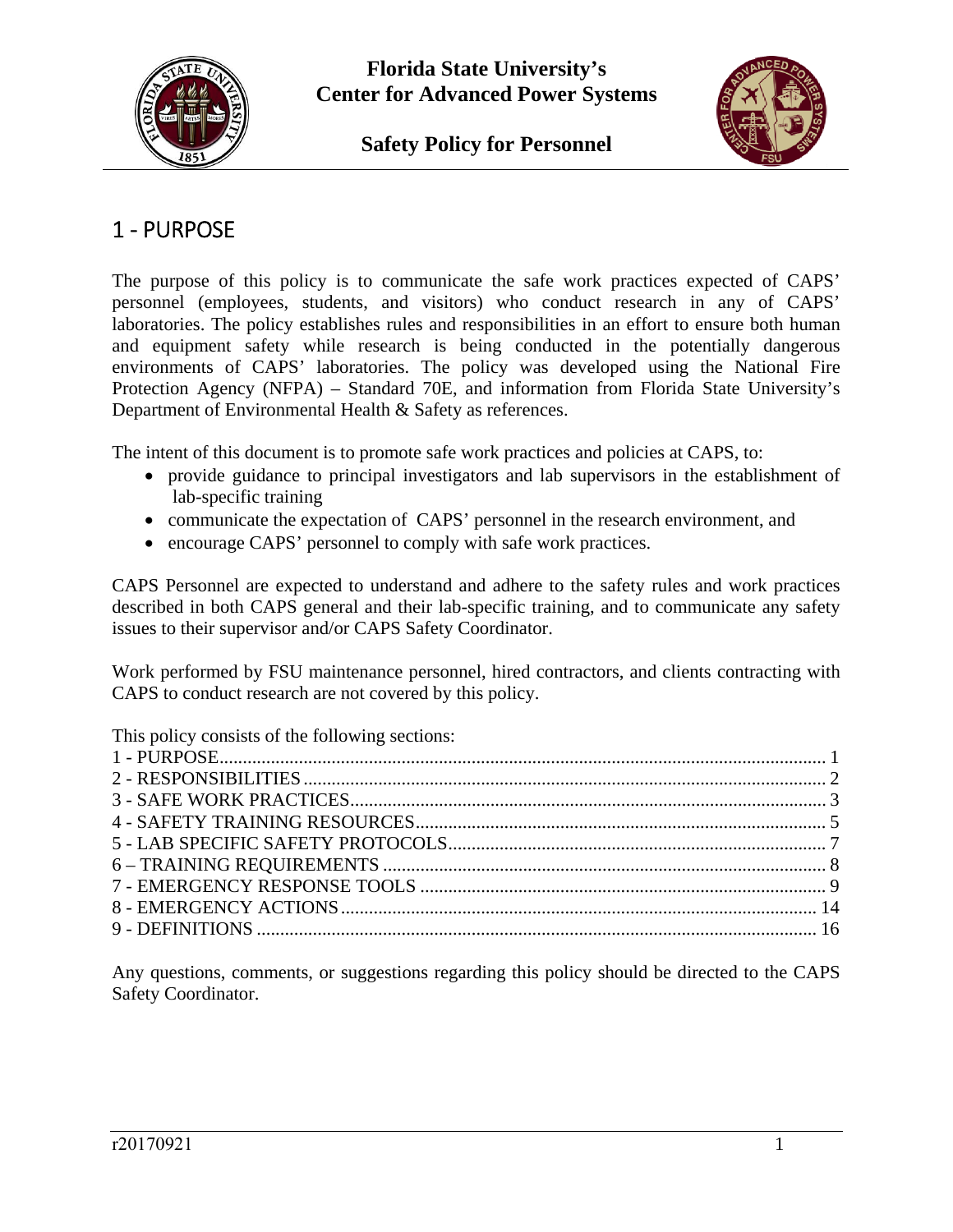**Florida State University's**
**Center for Advanced Power Systems**

**Safety Policy for Personnel**

# 1 - PURPOSE

The purpose of this policy is to communicate the safe work practices expected of CAPS' personnel (employees, students, and visitors) who conduct research in any of CAPS' laboratories. The policy establishes rules and responsibilities in an effort to ensure both human and equipment safety while research is being conducted in the potentially dangerous environments of CAPS' laboratories. The policy was developed using the National Fire Protection Agency (NFPA) – Standard 70E, and information from Florida State University's Department of Environmental Health & Safety as references.

The intent of this document is to promote safe work practices and policies at CAPS, to:

- provide guidance to principal investigators and lab supervisors in the establishment of lab-specific training
- communicate the expectation of CAPS' personnel in the research environment, and
- encourage CAPS' personnel to comply with safe work practices.

CAPS Personnel are expected to understand and adhere to the safety rules and work practices described in both CAPS general and their lab-specific training, and to communicate any safety issues to their supervisor and/or CAPS Safety Coordinator.

Work performed by FSU maintenance personnel, hired contractors, and clients contracting with CAPS to conduct research are not covered by this policy.

This policy consists of the following sections:

1 - PURPOSE .................................................... 1
2 - RESPONSIBILITIES .................................................... 2
3 - SAFE WORK PRACTICES .................................................... 3
4 - SAFETY TRAINING RESOURCES .................................................... 5
5 - LAB SPECIFIC SAFETY PROTOCOLS .................................................... 7
6 – TRAINING REQUIREMENTS .................................................... 8
7 - EMERGENCY RESPONSE TOOLS .................................................... 9
8 - EMERGENCY ACTIONS .................................................... 14
9 - DEFINITIONS .................................................... 16

Any questions, comments, or suggestions regarding this policy should be directed to the CAPS Safety Coordinator.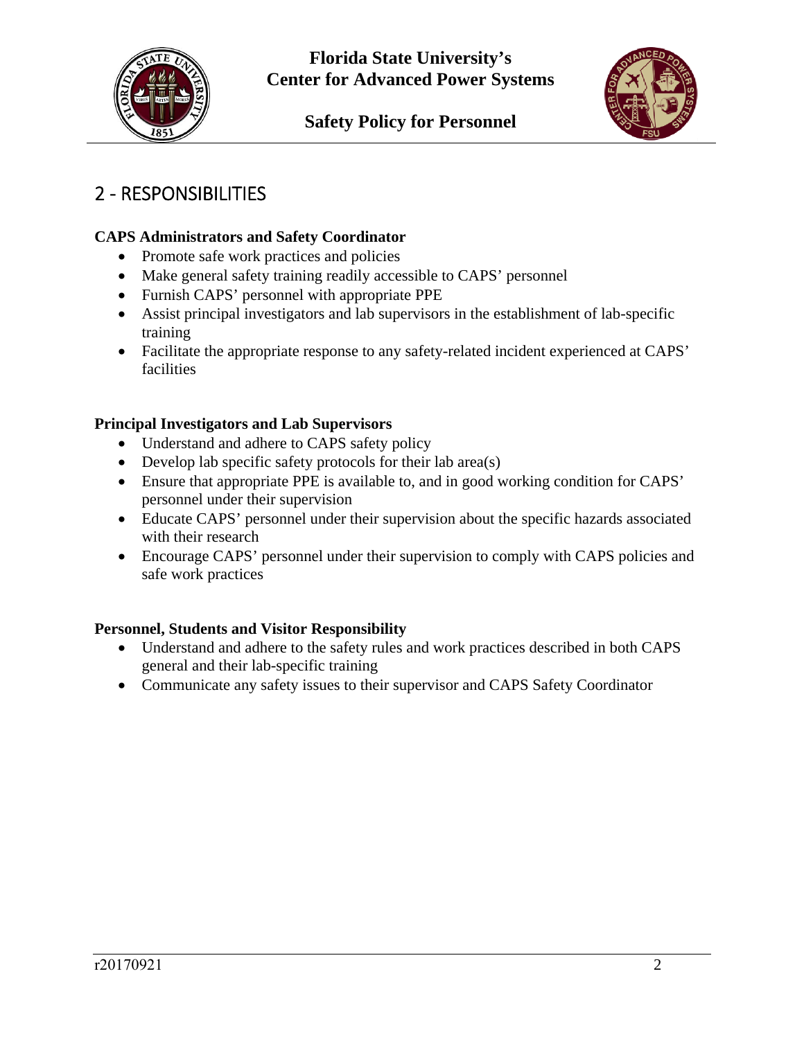## 2 - RESPONSIBILITIES

**CAPS Administrators and Safety Coordinator**

- Promote safe work practices and policies
- Make general safety training readily accessible to CAPS' personnel
- Furnish CAPS' personnel with appropriate PPE
- Assist principal investigators and lab supervisors in the establishment of lab-specific training
- Facilitate the appropriate response to any safety-related incident experienced at CAPS' facilities

**Principal Investigators and Lab Supervisors**

- Understand and adhere to CAPS safety policy
- Develop lab specific safety protocols for their lab area(s)
- Ensure that appropriate PPE is available to, and in good working condition for CAPS' personnel under their supervision
- Educate CAPS' personnel under their supervision about the specific hazards associated with their research
- Encourage CAPS' personnel under their supervision to comply with CAPS policies and safe work practices

**Personnel, Students and Visitor Responsibility**

- Understand and adhere to the safety rules and work practices described in both CAPS general and their lab-specific training
- Communicate any safety issues to their supervisor and CAPS Safety Coordinator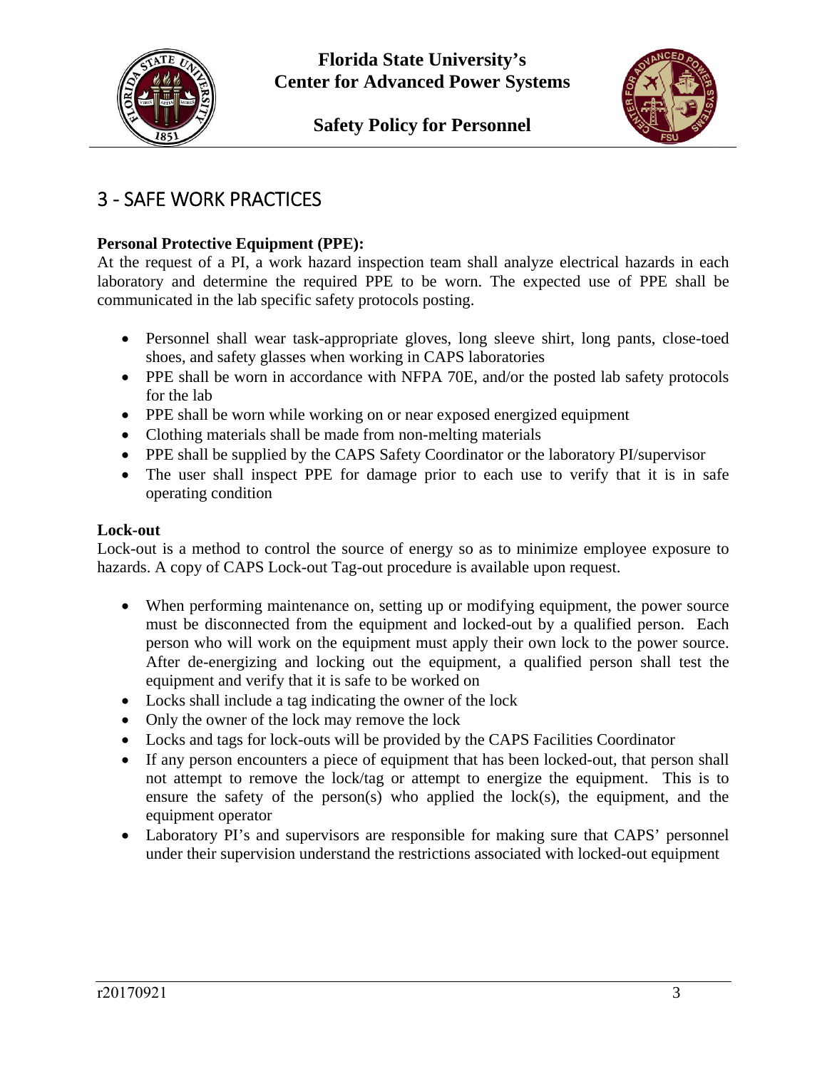# 3 - SAFE WORK PRACTICES

**Personal Protective Equipment (PPE):**
At the request of a PI, a work hazard inspection team shall analyze electrical hazards in each laboratory and determine the required PPE to be worn. The expected use of PPE shall be communicated in the lab specific safety protocols posting.

- Personnel shall wear task-appropriate gloves, long sleeve shirt, long pants, close-toed shoes, and safety glasses when working in CAPS laboratories
- PPE shall be worn in accordance with NFPA 70E, and/or the posted lab safety protocols for the lab
- PPE shall be worn while working on or near exposed energized equipment
- Clothing materials shall be made from non-melting materials
- PPE shall be supplied by the CAPS Safety Coordinator or the laboratory PI/supervisor
- The user shall inspect PPE for damage prior to each use to verify that it is in safe operating condition

**Lock-out**
Lock-out is a method to control the source of energy so as to minimize employee exposure to hazards. A copy of CAPS Lock-out Tag-out procedure is available upon request.

- When performing maintenance on, setting up or modifying equipment, the power source must be disconnected from the equipment and locked-out by a qualified person. Each person who will work on the equipment must apply their own lock to the power source. After de-energizing and locking out the equipment, a qualified person shall test the equipment and verify that it is safe to be worked on
- Locks shall include a tag indicating the owner of the lock
- Only the owner of the lock may remove the lock
- Locks and tags for lock-outs will be provided by the CAPS Facilities Coordinator
- If any person encounters a piece of equipment that has been locked-out, that person shall not attempt to remove the lock/tag or attempt to energize the equipment. This is to ensure the safety of the person(s) who applied the lock(s), the equipment, and the equipment operator
- Laboratory PI's and supervisors are responsible for making sure that CAPS' personnel under their supervision understand the restrictions associated with locked-out equipment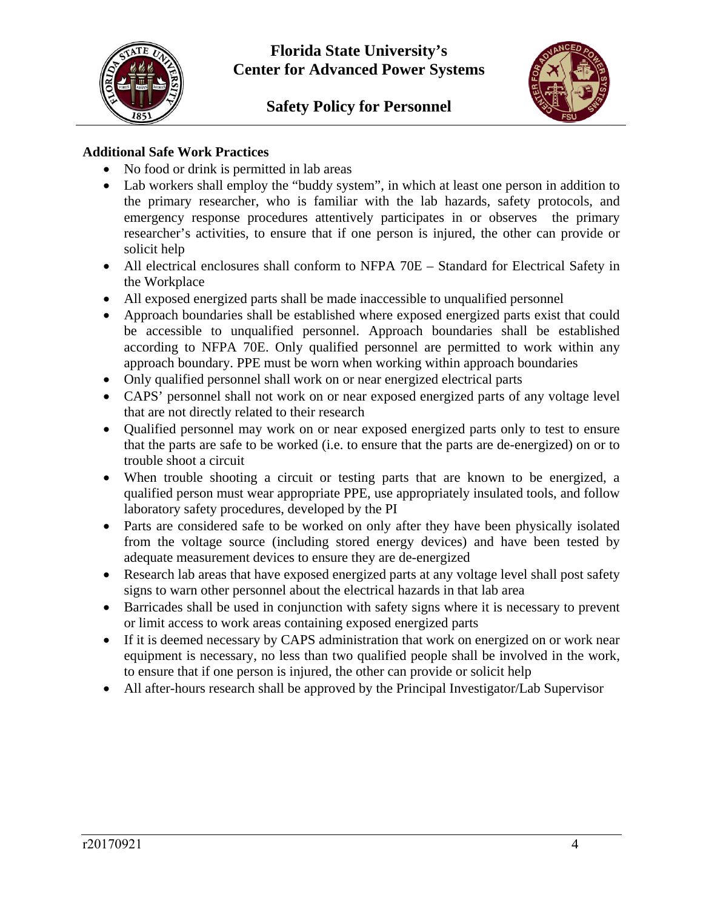**Additional Safe Work Practices**

- No food or drink is permitted in lab areas
- Lab workers shall employ the "buddy system", in which at least one person in addition to the primary researcher, who is familiar with the lab hazards, safety protocols, and emergency response procedures attentively participates in or observes the primary researcher's activities, to ensure that if one person is injured, the other can provide or solicit help
- All electrical enclosures shall conform to NFPA 70E – Standard for Electrical Safety in the Workplace
- All exposed energized parts shall be made inaccessible to unqualified personnel
- Approach boundaries shall be established where exposed energized parts exist that could be accessible to unqualified personnel. Approach boundaries shall be established according to NFPA 70E. Only qualified personnel are permitted to work within any approach boundary. PPE must be worn when working within approach boundaries
- Only qualified personnel shall work on or near energized electrical parts
- CAPS' personnel shall not work on or near exposed energized parts of any voltage level that are not directly related to their research
- Qualified personnel may work on or near exposed energized parts only to test to ensure that the parts are safe to be worked (i.e. to ensure that the parts are de-energized) on or to trouble shoot a circuit
- When trouble shooting a circuit or testing parts that are known to be energized, a qualified person must wear appropriate PPE, use appropriately insulated tools, and follow laboratory safety procedures, developed by the PI
- Parts are considered safe to be worked on only after they have been physically isolated from the voltage source (including stored energy devices) and have been tested by adequate measurement devices to ensure they are de-energized
- Research lab areas that have exposed energized parts at any voltage level shall post safety signs to warn other personnel about the electrical hazards in that lab area
- Barricades shall be used in conjunction with safety signs where it is necessary to prevent or limit access to work areas containing exposed energized parts
- If it is deemed necessary by CAPS administration that work on energized on or work near equipment is necessary, no less than two qualified people shall be involved in the work, to ensure that if one person is injured, the other can provide or solicit help
- All after-hours research shall be approved by the Principal Investigator/Lab Supervisor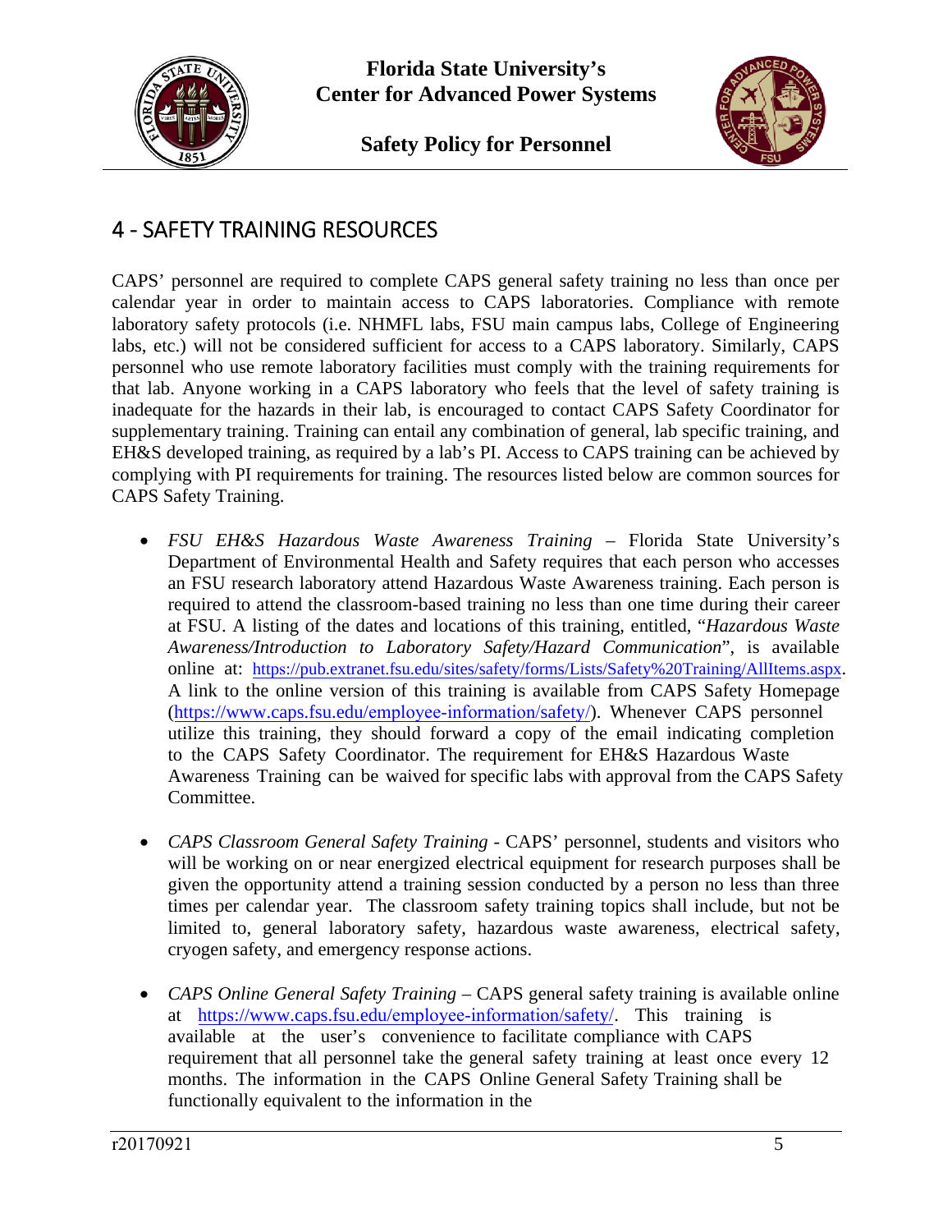## 4 - SAFETY TRAINING RESOURCES

CAPS' personnel are required to complete CAPS general safety training no less than once per calendar year in order to maintain access to CAPS laboratories. Compliance with remote laboratory safety protocols (i.e. NHMFL labs, FSU main campus labs, College of Engineering labs, etc.) will not be considered sufficient for access to a CAPS laboratory. Similarly, CAPS personnel who use remote laboratory facilities must comply with the training requirements for that lab. Anyone working in a CAPS laboratory who feels that the level of safety training is inadequate for the hazards in their lab, is encouraged to contact CAPS Safety Coordinator for supplementary training. Training can entail any combination of general, lab specific training, and EH&S developed training, as required by a lab's PI. Access to CAPS training can be achieved by complying with PI requirements for training. The resources listed below are common sources for CAPS Safety Training.

- *FSU EH&S Hazardous Waste Awareness Training* – Florida State University's Department of Environmental Health and Safety requires that each person who accesses an FSU research laboratory attend Hazardous Waste Awareness training. Each person is required to attend the classroom-based training no less than one time during their career at FSU. A listing of the dates and locations of this training, entitled, "*Hazardous Waste Awareness/Introduction to Laboratory Safety/Hazard Communication*", is available online at: https://pub.extranet.fsu.edu/sites/safety/forms/Lists/Safety%20Training/AllItems.aspx. A link to the online version of this training is available from CAPS Safety Homepage (https://www.caps.fsu.edu/employee-information/safety/). Whenever CAPS personnel utilize this training, they should forward a copy of the email indicating completion to the CAPS Safety Coordinator. The requirement for EH&S Hazardous Waste Awareness Training can be waived for specific labs with approval from the CAPS Safety Committee.

- *CAPS Classroom General Safety Training* - CAPS' personnel, students and visitors who will be working on or near energized electrical equipment for research purposes shall be given the opportunity attend a training session conducted by a person no less than three times per calendar year. The classroom safety training topics shall include, but not be limited to, general laboratory safety, hazardous waste awareness, electrical safety, cryogen safety, and emergency response actions.

- *CAPS Online General Safety Training* – CAPS general safety training is available online at https://www.caps.fsu.edu/employee-information/safety/. This training is available at the user's convenience to facilitate compliance with CAPS requirement that all personnel take the general safety training at least once every 12 months. The information in the CAPS Online General Safety Training shall be functionally equivalent to the information in the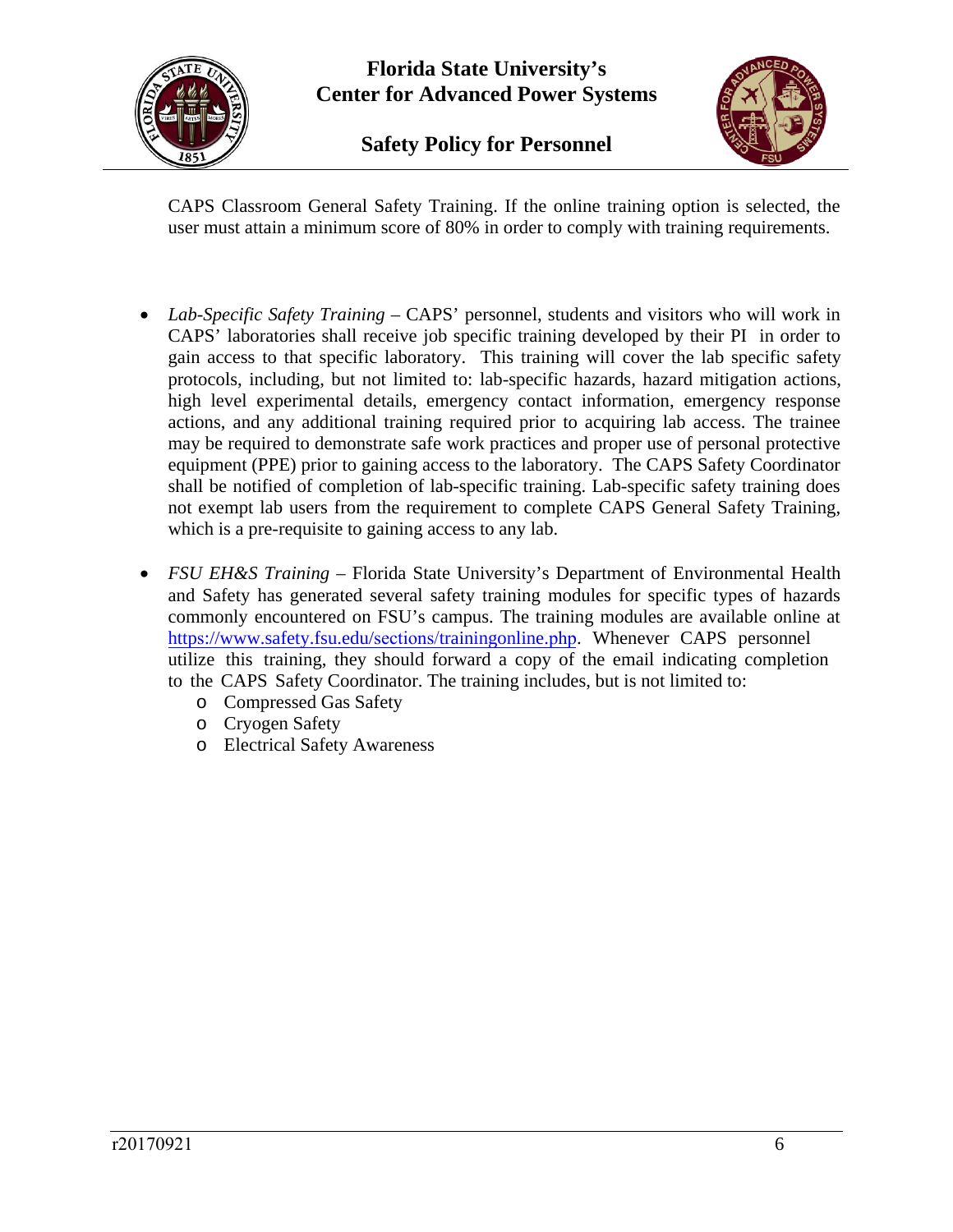CAPS Classroom General Safety Training. If the online training option is selected, the user must attain a minimum score of 80% in order to comply with training requirements.

- *Lab-Specific Safety Training* – CAPS' personnel, students and visitors who will work in CAPS' laboratories shall receive job specific training developed by their PI in order to gain access to that specific laboratory. This training will cover the lab specific safety protocols, including, but not limited to: lab-specific hazards, hazard mitigation actions, high level experimental details, emergency contact information, emergency response actions, and any additional training required prior to acquiring lab access. The trainee may be required to demonstrate safe work practices and proper use of personal protective equipment (PPE) prior to gaining access to the laboratory. The CAPS Safety Coordinator shall be notified of completion of lab-specific training. Lab-specific safety training does not exempt lab users from the requirement to complete CAPS General Safety Training, which is a pre-requisite to gaining access to any lab.

- *FSU EH&S Training* – Florida State University's Department of Environmental Health and Safety has generated several safety training modules for specific types of hazards commonly encountered on FSU's campus. The training modules are available online at https://www.safety.fsu.edu/sections/trainingonline.php. Whenever CAPS personnel utilize this training, they should forward a copy of the email indicating completion to the CAPS Safety Coordinator. The training includes, but is not limited to:
  - Compressed Gas Safety
  - Cryogen Safety
  - Electrical Safety Awareness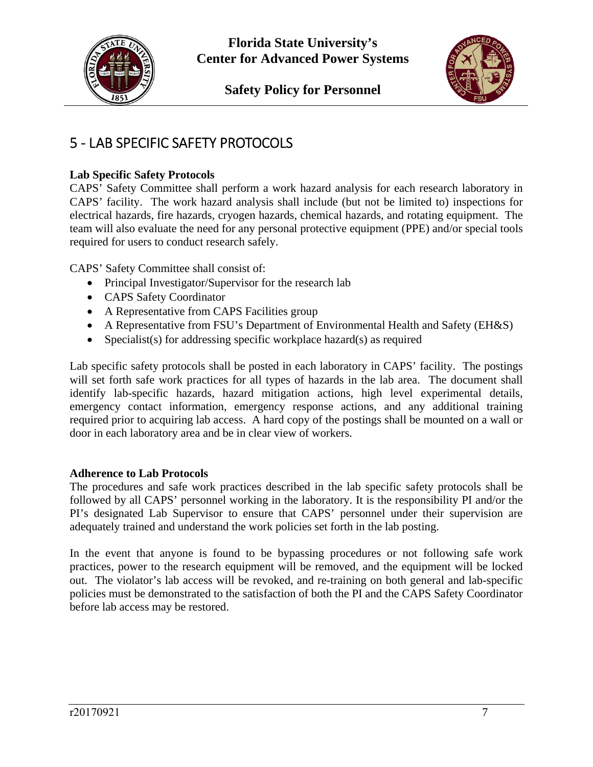# 5 - LAB SPECIFIC SAFETY PROTOCOLS

**Lab Specific Safety Protocols**

CAPS' Safety Committee shall perform a work hazard analysis for each research laboratory in CAPS' facility. The work hazard analysis shall include (but not be limited to) inspections for electrical hazards, fire hazards, cryogen hazards, chemical hazards, and rotating equipment. The team will also evaluate the need for any personal protective equipment (PPE) and/or special tools required for users to conduct research safely.

CAPS' Safety Committee shall consist of:

- Principal Investigator/Supervisor for the research lab
- CAPS Safety Coordinator
- A Representative from CAPS Facilities group
- A Representative from FSU's Department of Environmental Health and Safety (EH&S)
- Specialist(s) for addressing specific workplace hazard(s) as required

Lab specific safety protocols shall be posted in each laboratory in CAPS' facility. The postings will set forth safe work practices for all types of hazards in the lab area. The document shall identify lab-specific hazards, hazard mitigation actions, high level experimental details, emergency contact information, emergency response actions, and any additional training required prior to acquiring lab access. A hard copy of the postings shall be mounted on a wall or door in each laboratory area and be in clear view of workers.

**Adherence to Lab Protocols**

The procedures and safe work practices described in the lab specific safety protocols shall be followed by all CAPS' personnel working in the laboratory. It is the responsibility PI and/or the PI's designated Lab Supervisor to ensure that CAPS' personnel under their supervision are adequately trained and understand the work policies set forth in the lab posting.

In the event that anyone is found to be bypassing procedures or not following safe work practices, power to the research equipment will be removed, and the equipment will be locked out. The violator's lab access will be revoked, and re-training on both general and lab-specific policies must be demonstrated to the satisfaction of both the PI and the CAPS Safety Coordinator before lab access may be restored.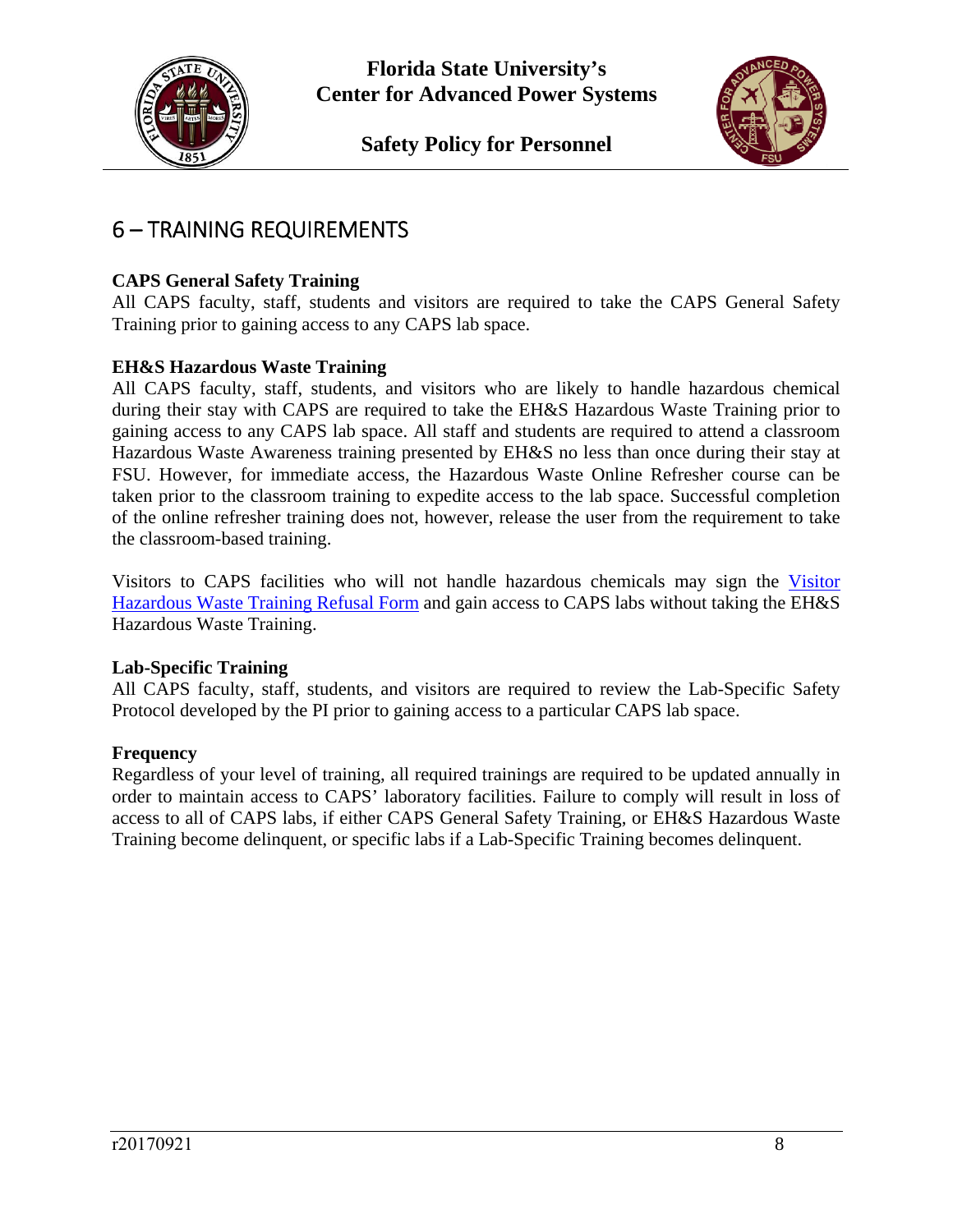# 6 – TRAINING REQUIREMENTS

**CAPS General Safety Training**
All CAPS faculty, staff, students and visitors are required to take the CAPS General Safety Training prior to gaining access to any CAPS lab space.

**EH&S Hazardous Waste Training**
All CAPS faculty, staff, students, and visitors who are likely to handle hazardous chemical during their stay with CAPS are required to take the EH&S Hazardous Waste Training prior to gaining access to any CAPS lab space. All staff and students are required to attend a classroom Hazardous Waste Awareness training presented by EH&S no less than once during their stay at FSU. However, for immediate access, the Hazardous Waste Online Refresher course can be taken prior to the classroom training to expedite access to the lab space. Successful completion of the online refresher training does not, however, release the user from the requirement to take the classroom-based training.

Visitors to CAPS facilities who will not handle hazardous chemicals may sign the Visitor Hazardous Waste Training Refusal Form and gain access to CAPS labs without taking the EH&S Hazardous Waste Training.

**Lab-Specific Training**
All CAPS faculty, staff, students, and visitors are required to review the Lab-Specific Safety Protocol developed by the PI prior to gaining access to a particular CAPS lab space.

**Frequency**
Regardless of your level of training, all required trainings are required to be updated annually in order to maintain access to CAPS' laboratory facilities. Failure to comply will result in loss of access to all of CAPS labs, if either CAPS General Safety Training, or EH&S Hazardous Waste Training become delinquent, or specific labs if a Lab-Specific Training becomes delinquent.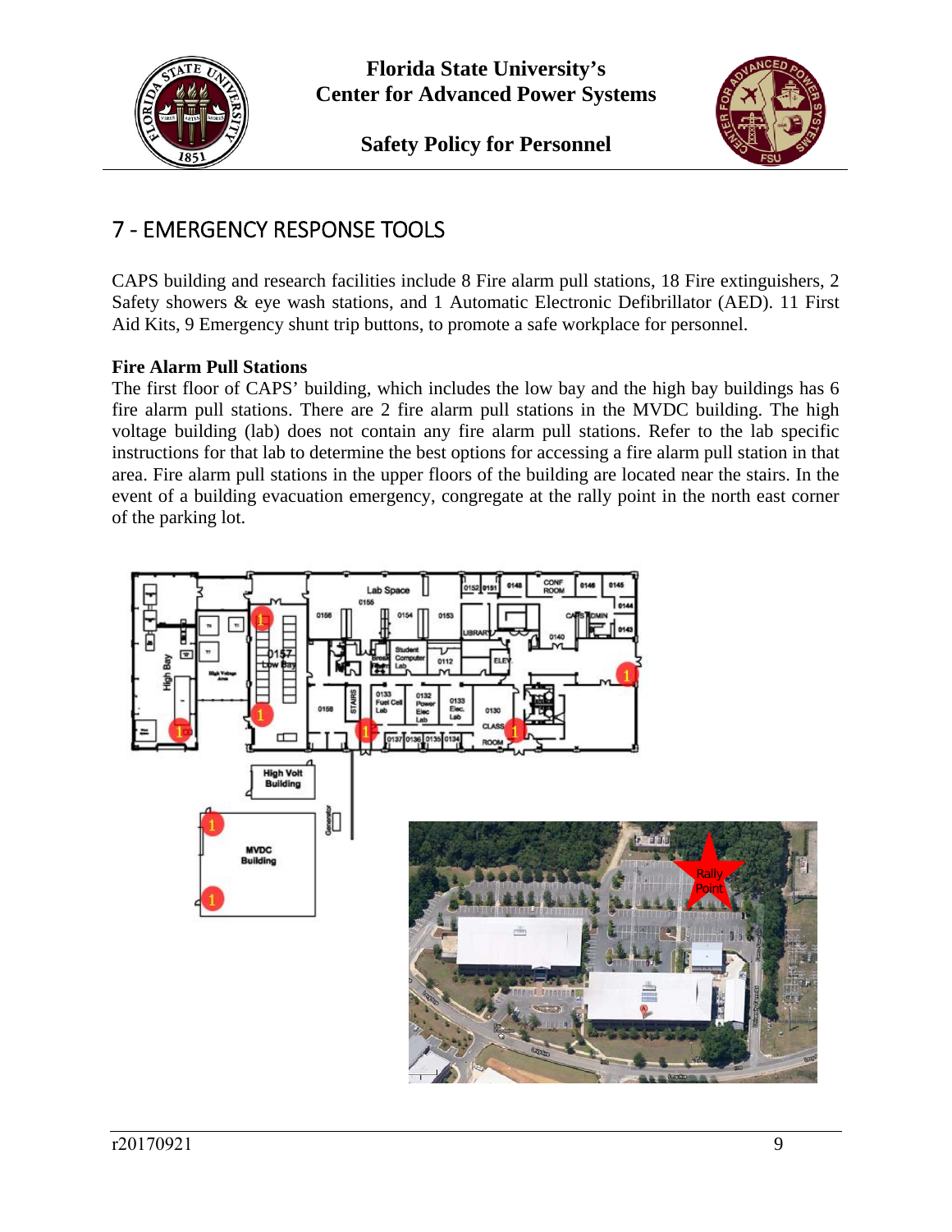# 7 - EMERGENCY RESPONSE TOOLS

CAPS building and research facilities include 8 Fire alarm pull stations, 18 Fire extinguishers, 2 Safety showers & eye wash stations, and 1 Automatic Electronic Defibrillator (AED). 11 First Aid Kits, 9 Emergency shunt trip buttons, to promote a safe workplace for personnel.

**Fire Alarm Pull Stations**

The first floor of CAPS' building, which includes the low bay and the high bay buildings has 6 fire alarm pull stations. There are 2 fire alarm pull stations in the MVDC building. The high voltage building (lab) does not contain any fire alarm pull stations. Refer to the lab specific instructions for that lab to determine the best options for accessing a fire alarm pull station in that area. Fire alarm pull stations in the upper floors of the building are located near the stairs. In the event of a building evacuation emergency, congregate at the rally point in the north east corner of the parking lot.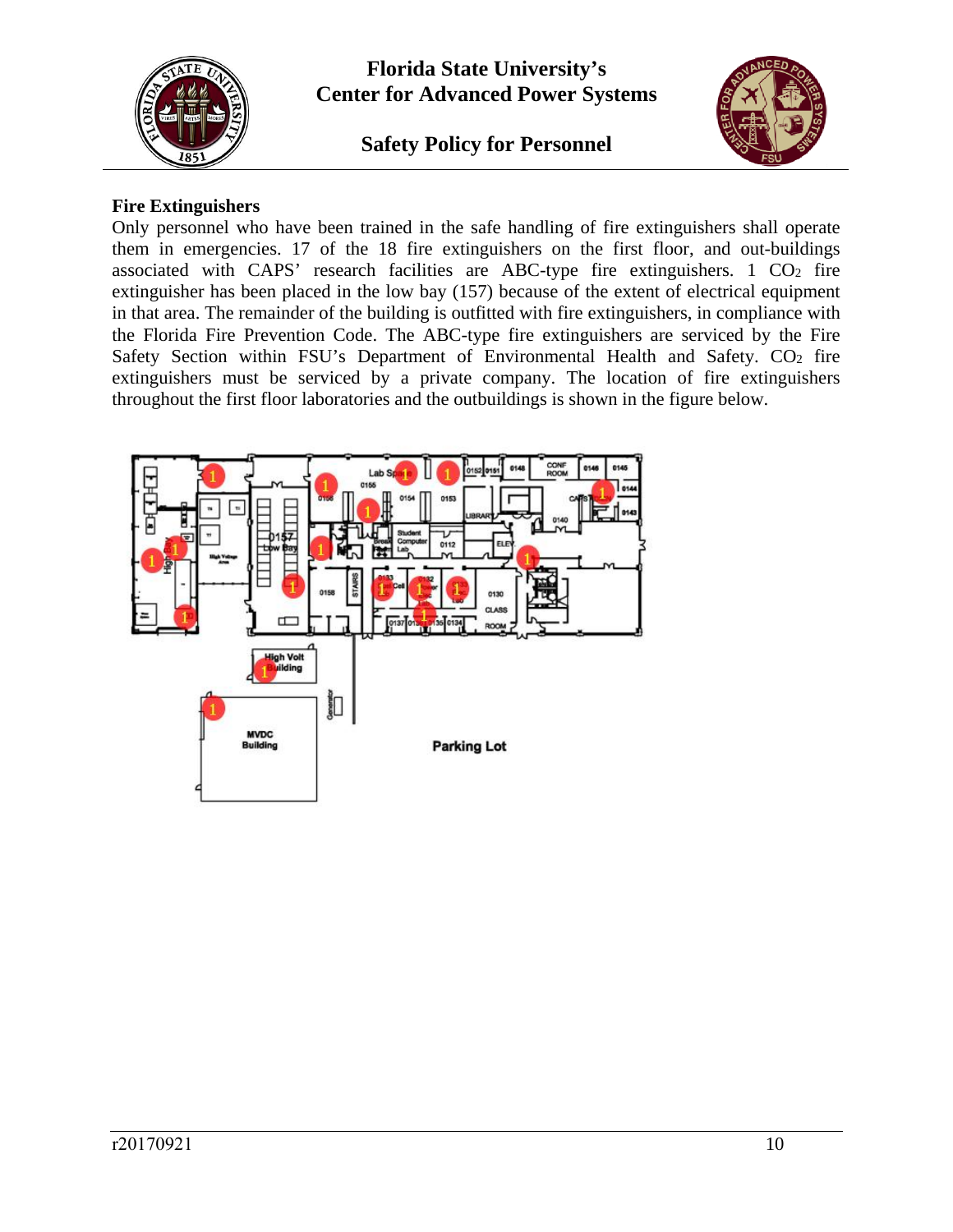## Fire Extinguishers

Only personnel who have been trained in the safe handling of fire extinguishers shall operate them in emergencies. 17 of the 18 fire extinguishers on the first floor, and out-buildings associated with CAPS' research facilities are ABC-type fire extinguishers. 1 $CO_2$ fire extinguisher has been placed in the low bay (157) because of the extent of electrical equipment in that area. The remainder of the building is outfitted with fire extinguishers, in compliance with the Florida Fire Prevention Code. The ABC-type fire extinguishers are serviced by the Fire Safety Section within FSU's Department of Environmental Health and Safety. $CO_2$ fire extinguishers must be serviced by a private company. The location of fire extinguishers throughout the first floor laboratories and the outbuildings is shown in the figure below.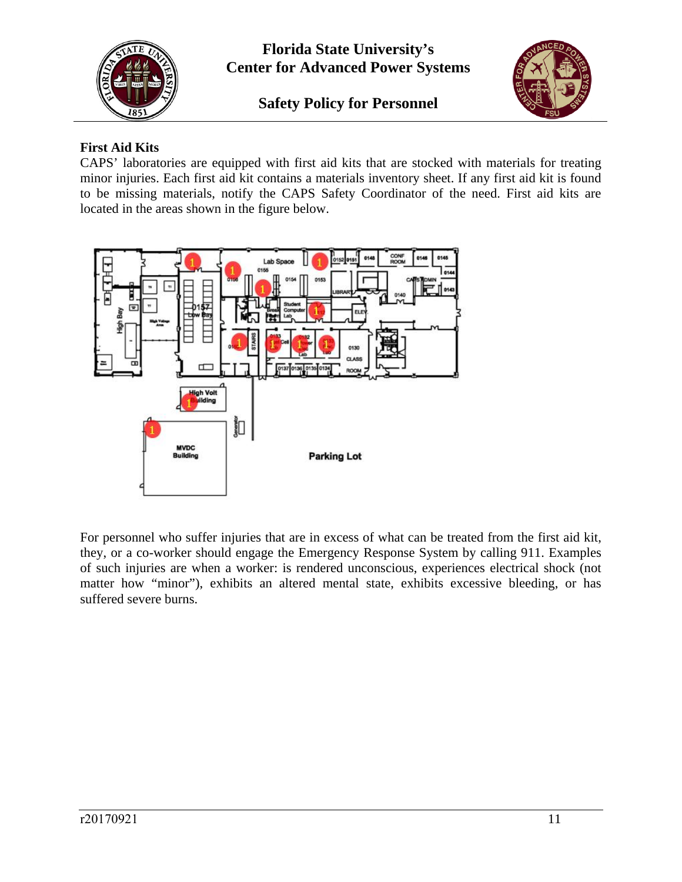**First Aid Kits**

CAPS' laboratories are equipped with first aid kits that are stocked with materials for treating minor injuries. Each first aid kit contains a materials inventory sheet. If any first aid kit is found to be missing materials, notify the CAPS Safety Coordinator of the need. First aid kits are located in the areas shown in the figure below.

For personnel who suffer injuries that are in excess of what can be treated from the first aid kit, they, or a co-worker should engage the Emergency Response System by calling 911. Examples of such injuries are when a worker: is rendered unconscious, experiences electrical shock (not matter how "minor"), exhibits an altered mental state, exhibits excessive bleeding, or has suffered severe burns.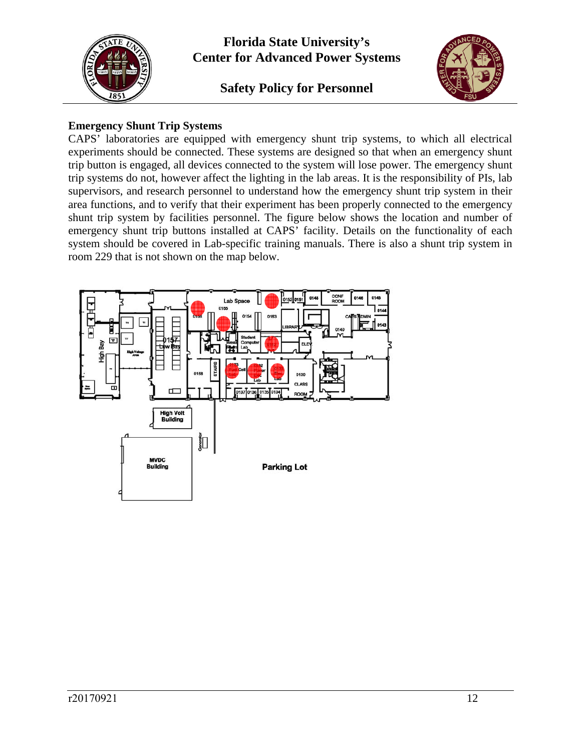## Emergency Shunt Trip Systems

CAPS' laboratories are equipped with emergency shunt trip systems, to which all electrical experiments should be connected. These systems are designed so that when an emergency shunt trip button is engaged, all devices connected to the system will lose power. The emergency shunt trip systems do not, however affect the lighting in the lab areas. It is the responsibility of PIs, lab supervisors, and research personnel to understand how the emergency shunt trip system in their area functions, and to verify that their experiment has been properly connected to the emergency shunt trip system by facilities personnel. The figure below shows the location and number of emergency shunt trip buttons installed at CAPS' facility. Details on the functionality of each system should be covered in Lab-specific training manuals. There is also a shunt trip system in room 229 that is not shown on the map below.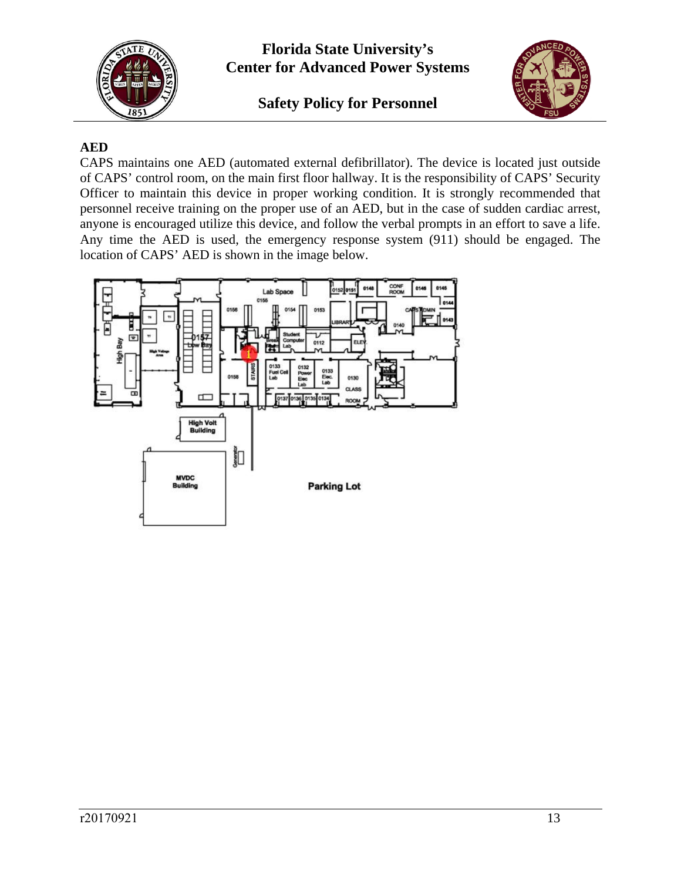## AED

CAPS maintains one AED (automated external defibrillator). The device is located just outside of CAPS' control room, on the main first floor hallway. It is the responsibility of CAPS' Security Officer to maintain this device in proper working condition. It is strongly recommended that personnel receive training on the proper use of an AED, but in the case of sudden cardiac arrest, anyone is encouraged utilize this device, and follow the verbal prompts in an effort to save a life. Any time the AED is used, the emergency response system (911) should be engaged. The location of CAPS' AED is shown in the image below.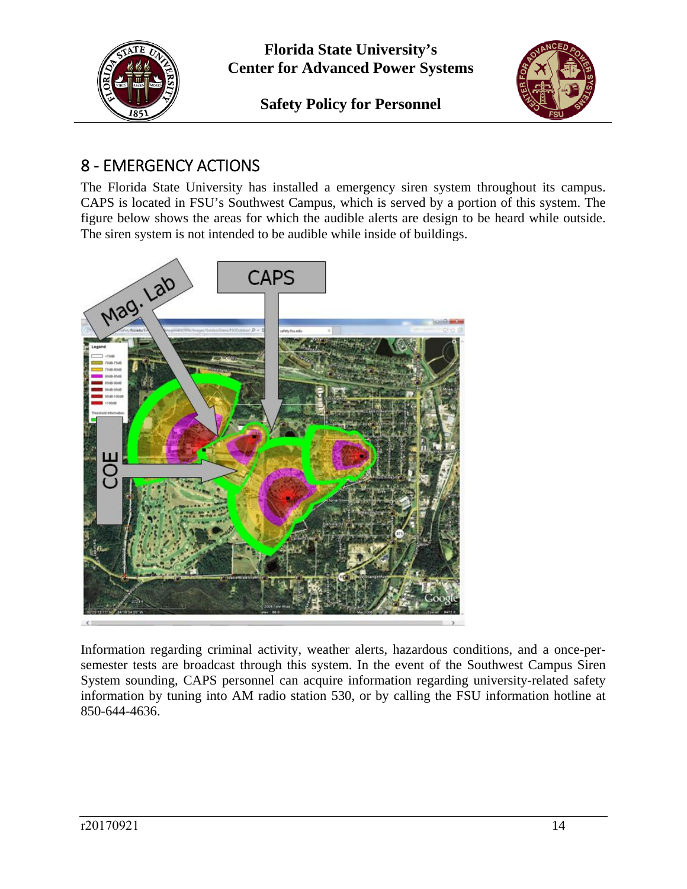## 8 - EMERGENCY ACTIONS

The Florida State University has installed a emergency siren system throughout its campus. CAPS is located in FSU's Southwest Campus, which is served by a portion of this system. The figure below shows the areas for which the audible alerts are design to be heard while outside. The siren system is not intended to be audible while inside of buildings.

Information regarding criminal activity, weather alerts, hazardous conditions, and a once-per-semester tests are broadcast through this system. In the event of the Southwest Campus Siren System sounding, CAPS personnel can acquire information regarding university-related safety information by tuning into AM radio station 530, or by calling the FSU information hotline at 850-644-4636.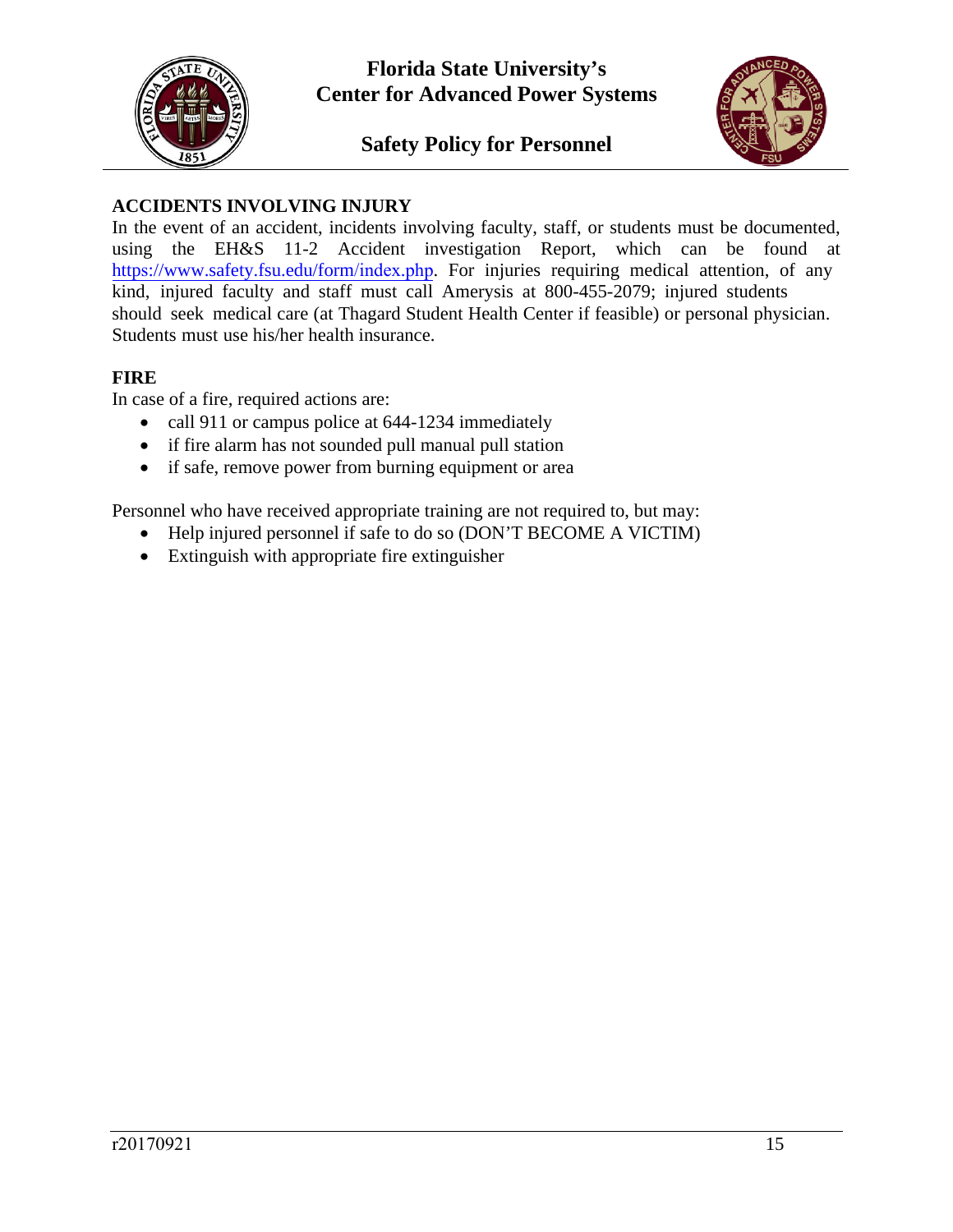## ACCIDENTS INVOLVING INJURY

In the event of an accident, incidents involving faculty, staff, or students must be documented, using the EH&S 11-2 Accident investigation Report, which can be found at https://www.safety.fsu.edu/form/index.php. For injuries requiring medical attention, of any kind, injured faculty and staff must call Amerysis at 800-455-2079; injured students should seek medical care (at Thagard Student Health Center if feasible) or personal physician. Students must use his/her health insurance.

## FIRE

In case of a fire, required actions are:

- call 911 or campus police at 644-1234 immediately
- if fire alarm has not sounded pull manual pull station
- if safe, remove power from burning equipment or area

Personnel who have received appropriate training are not required to, but may:

- Help injured personnel if safe to do so (DON'T BECOME A VICTIM)
- Extinguish with appropriate fire extinguisher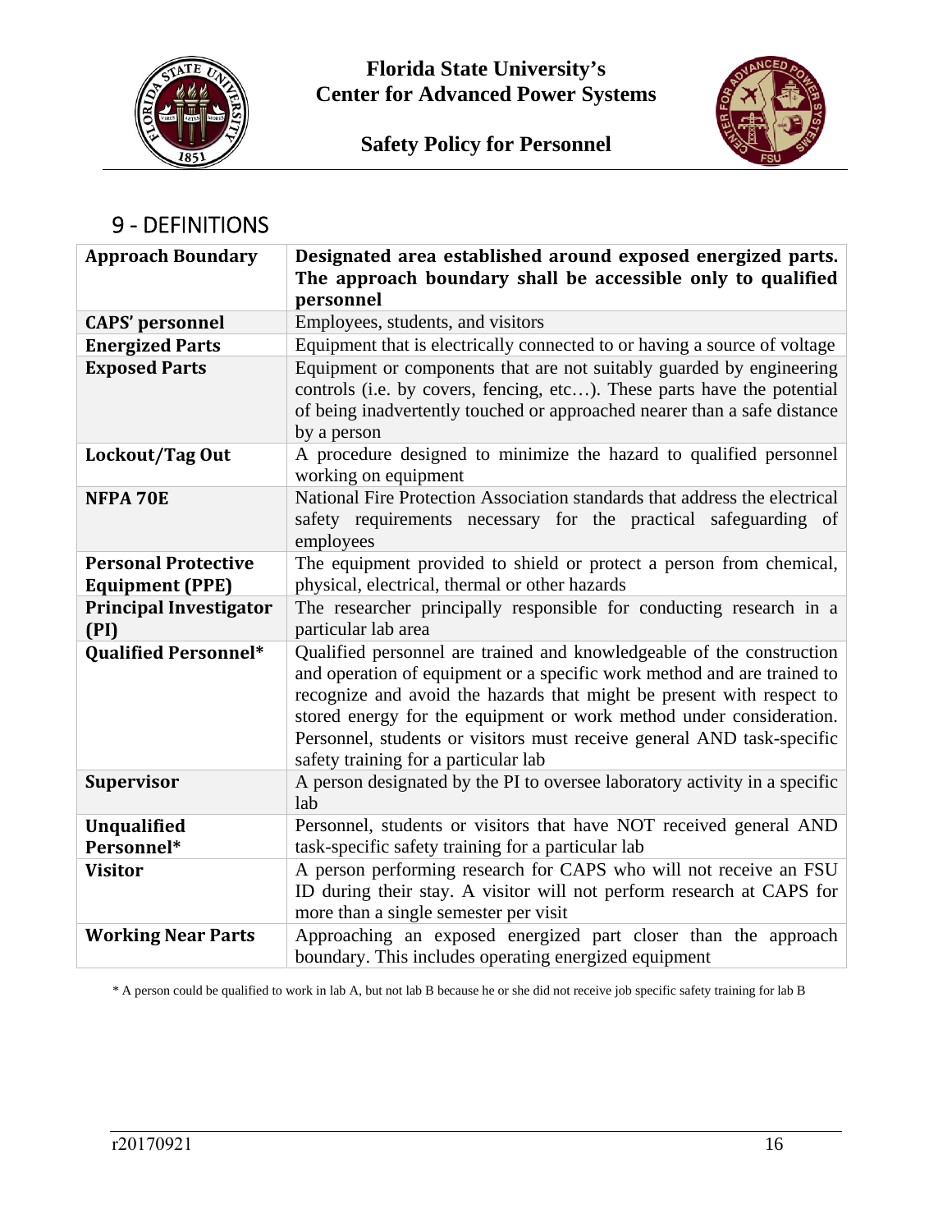## 9 - DEFINITIONS

| | |
|---|---|
| **Approach Boundary** | **Designated area established around exposed energized parts. The approach boundary shall be accessible only to qualified personnel** |
| **CAPS' personnel** | Employees, students, and visitors |
| **Energized Parts** | Equipment that is electrically connected to or having a source of voltage |
| **Exposed Parts** | Equipment or components that are not suitably guarded by engineering controls (i.e. by covers, fencing, etc…). These parts have the potential of being inadvertently touched or approached nearer than a safe distance by a person |
| **Lockout/Tag Out** | A procedure designed to minimize the hazard to qualified personnel working on equipment |
| **NFPA 70E** | National Fire Protection Association standards that address the electrical safety requirements necessary for the practical safeguarding of employees |
| **Personal Protective Equipment (PPE)** | The equipment provided to shield or protect a person from chemical, physical, electrical, thermal or other hazards |
| **Principal Investigator (PI)** | The researcher principally responsible for conducting research in a particular lab area |
| **Qualified Personnel*** | Qualified personnel are trained and knowledgeable of the construction and operation of equipment or a specific work method and are trained to recognize and avoid the hazards that might be present with respect to stored energy for the equipment or work method under consideration. Personnel, students or visitors must receive general AND task-specific safety training for a particular lab |
| **Supervisor** | A person designated by the PI to oversee laboratory activity in a specific lab |
| **Unqualified Personnel*** | Personnel, students or visitors that have NOT received general AND task-specific safety training for a particular lab |
| **Visitor** | A person performing research for CAPS who will not receive an FSU ID during their stay. A visitor will not perform research at CAPS for more than a single semester per visit |
| **Working Near Parts** | Approaching an exposed energized part closer than the approach boundary. This includes operating energized equipment |

\* A person could be qualified to work in lab A, but not lab B because he or she did not receive job specific safety training for lab B